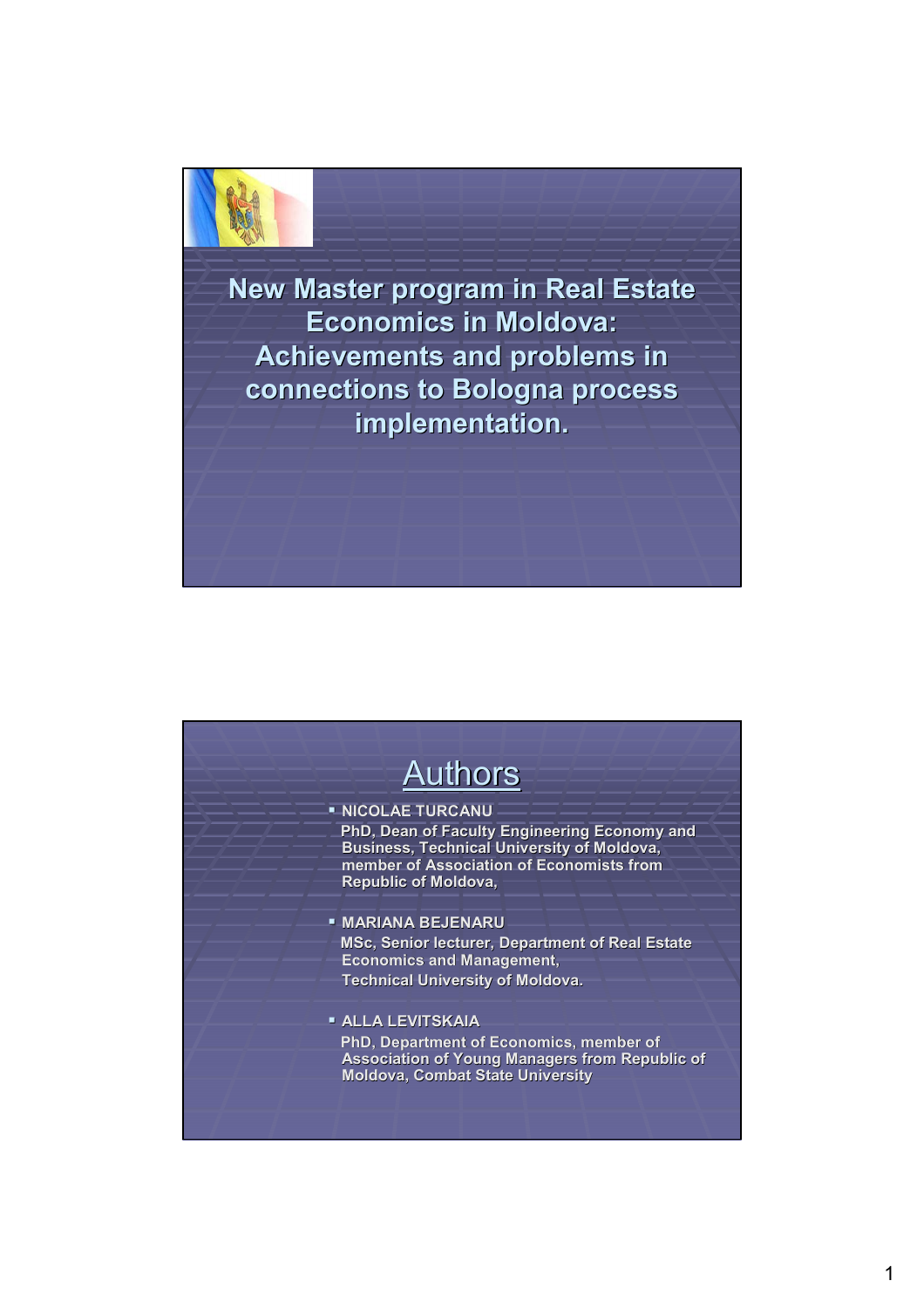# New Master program in Real Estate Economics in Moldova: Achievements and problems in connections to Bologna process implementation.

## Authors

- NICOLAE TURCANU
  PhD, Dean of Faculty Engineering Economy and Business, Technical University of Moldova, member of Association of Economists from Republic of Moldova,

- MARIANA BEJENARU
  MSc, Senior lecturer, Department of Real Estate Economics and Management,
  Technical University of Moldova.

- ALLA LEVITSKAIA
  PhD, Department of Economics, member of Association of Young Managers from Republic of Moldova, Combat State University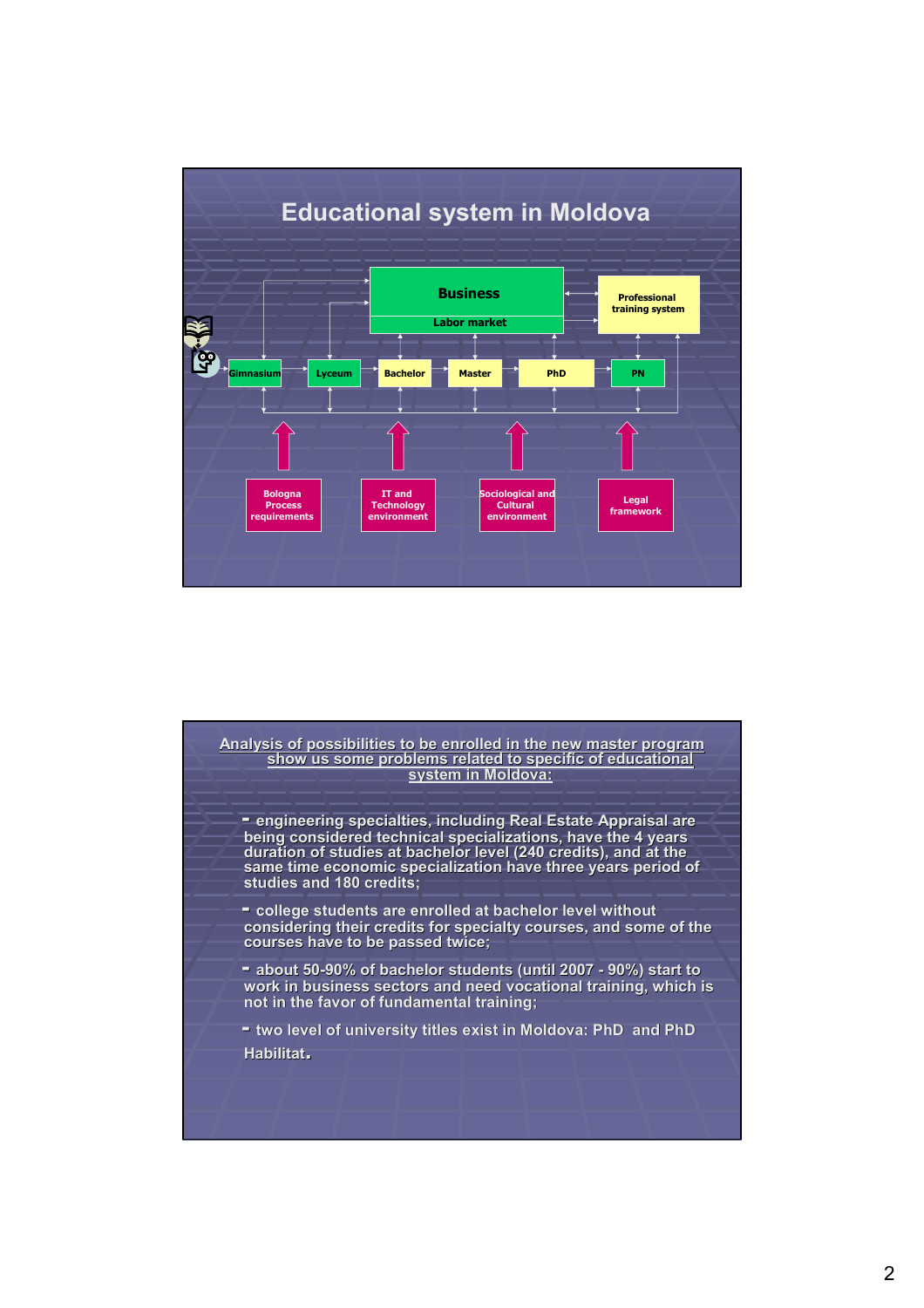# Educational system in Moldova

Business

Labor market

Professional training system

Gimnasium → Lyceum → Bachelor → Master → PhD → PN

Bologna Process requirements

IT and Technology environment

Sociological and Cultural environment

Legal framework

---

**Analysis of possibilities to be enrolled in the new master program show us some problems related to specific of educational system in Moldova:**

- engineering specialties, including Real Estate Appraisal are being considered technical specializations, have the 4 years duration of studies at bachelor level (240 credits), and at the same time economic specialization have three years period of studies and 180 credits;
- college students are enrolled at bachelor level without considering their credits for specialty courses, and some of the courses have to be passed twice;
- about 50-90% of bachelor students (until 2007 - 90%) start to work in business sectors and need vocational training, which is not in the favor of fundamental training;
- two level of university titles exist in Moldova: PhD and PhD Habilitat.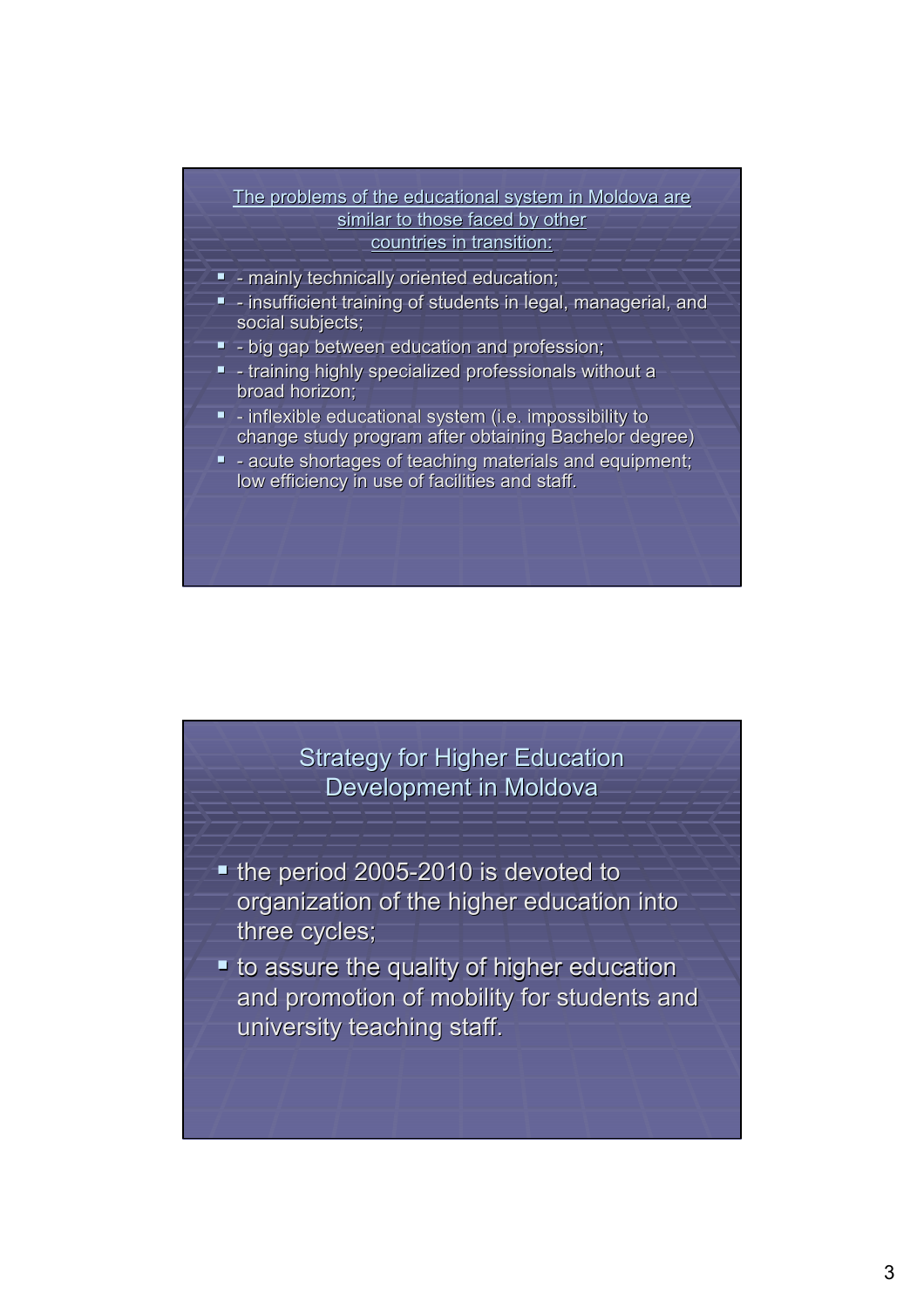The problems of the educational system in Moldova are similar to those faced by other countries in transition:

- - mainly technically oriented education;
- - insufficient training of students in legal, managerial, and social subjects;
- - big gap between education and profession;
- - training highly specialized professionals without a broad horizon;
- - inflexible educational system (i.e. impossibility to change study program after obtaining Bachelor degree)
- - acute shortages of teaching materials and equipment; low efficiency in use of facilities and staff.

## Strategy for Higher Education Development in Moldova

- the period 2005-2010 is devoted to organization of the higher education into three cycles;
- to assure the quality of higher education and promotion of mobility for students and university teaching staff.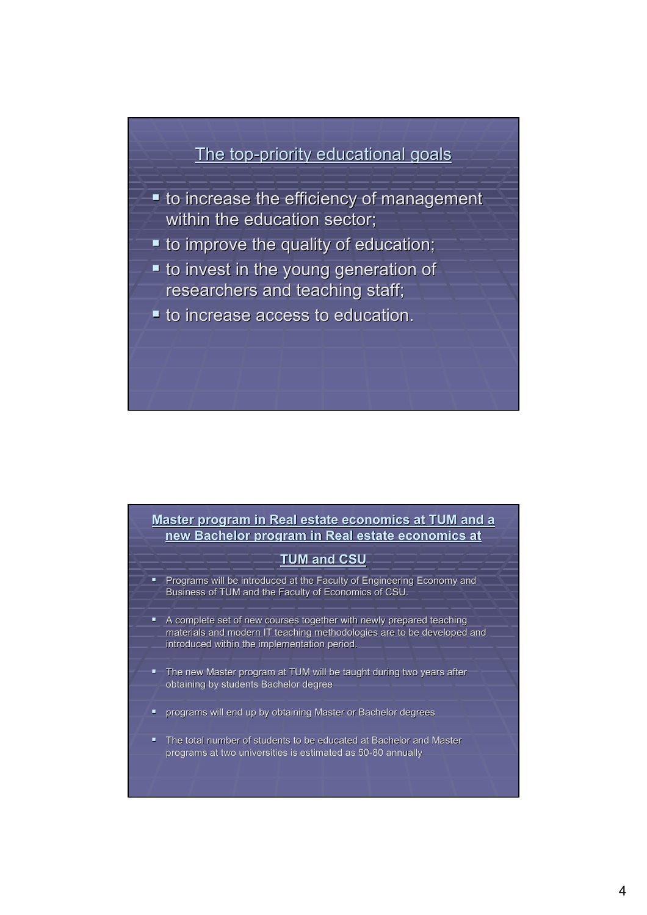## The top-priority educational goals

- to increase the efficiency of management within the education sector;
- to improve the quality of education;
- to invest in the young generation of researchers and teaching staff;
- to increase access to education.

## Master program in Real estate economics at TUM and a new Bachelor program in Real estate economics at TUM and CSU

- Programs will be introduced at the Faculty of Engineering Economy and Business of TUM and the Faculty of Economics of CSU.
- A complete set of new courses together with newly prepared teaching materials and modern IT teaching methodologies are to be developed and introduced within the implementation period.
- The new Master program at TUM will be taught during two years after obtaining by students Bachelor degree
- programs will end up by obtaining Master or Bachelor degrees
- The total number of students to be educated at Bachelor and Master programs at two universities is estimated as 50-80 annually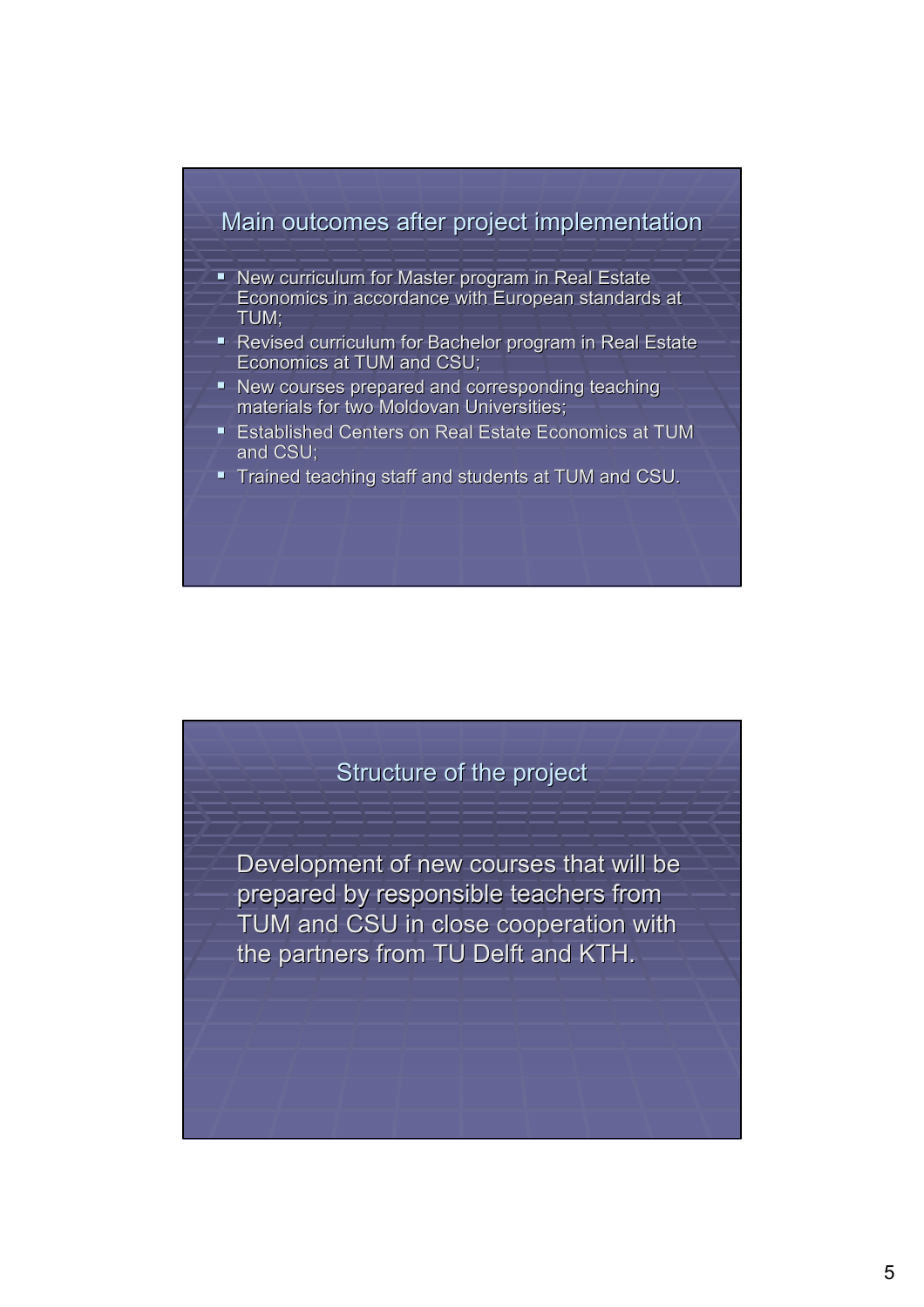## Main outcomes after project implementation

- New curriculum for Master program in Real Estate Economics in accordance with European standards at TUM;
- Revised curriculum for Bachelor program in Real Estate Economics at TUM and CSU;
- New courses prepared and corresponding teaching materials for two Moldovan Universities;
- Established Centers on Real Estate Economics at TUM and CSU;
- Trained teaching staff and students at TUM and CSU.

## Structure of the project

Development of new courses that will be prepared by responsible teachers from TUM and CSU in close cooperation with the partners from TU Delft and KTH.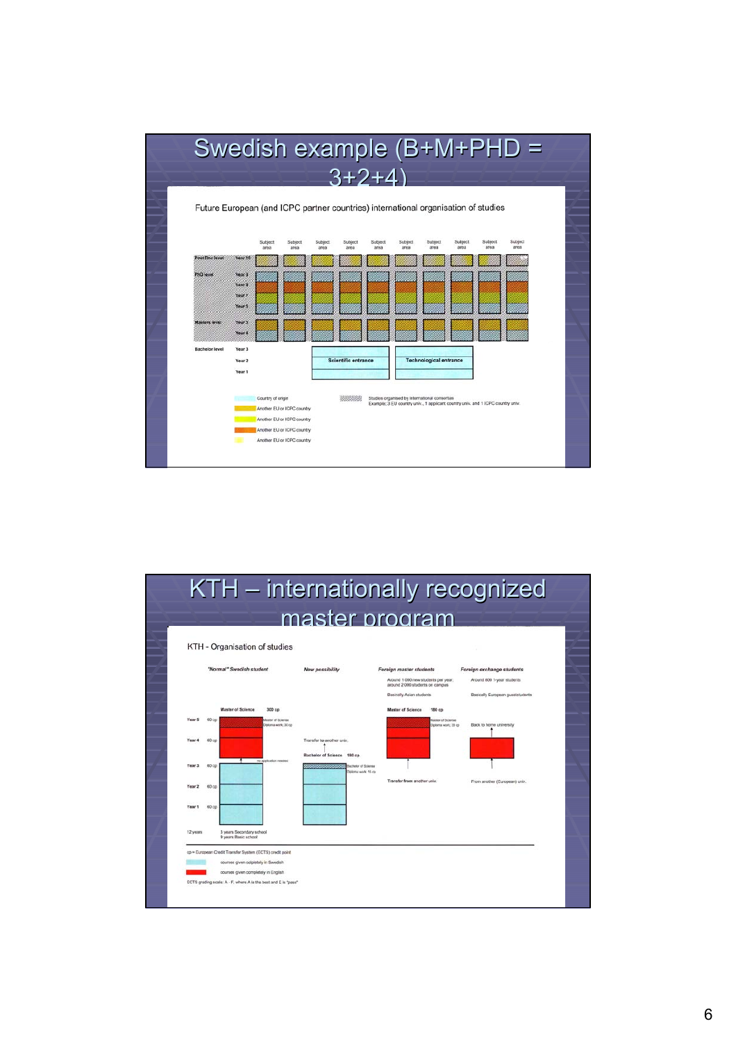# Swedish example (B+M+PHD = 3+2+4)

Future European (and ICPC partner countries) international organisation of studies

Subject area | Subject area | Subject area | Subject area | Subject area | Subject area | Subject area | Subject area | Subject area | Subject area

Post Doc level — Year 10

PhD level — Year 9, Year 8, Year 7, Year 6

Masters level — Year 5, Year 4

Bachelor level — Year 3, Year 2, Year 1

Scientific entrance | Technological entrance

- Country of origin
- Another EU or ICPC country
- Another EU or ICPC country
- Another EU or ICPC country
- Another EU or ICPC country

Studies organised by international consortias
Example: 3 EU country univ., 1 applicant country univ. and 1 ICPC country univ.

# KTH – internationally recognized master program

KTH - Organisation of studies

*"Normal" Swedish student* | *New possibility* | *Foreign master students* | *Foreign exchange students*

Foreign master students: Around 1 000 new students per year, around 2 000 students on campus. Basically Asian students

Foreign exchange students: Around 600 1-year students. Basically European guest students

"Normal" Swedish student: Master of Science 300 cp
- Year 5 60 cp — Master of Science Diploma work, 30 cp
- Year 4 60 cp
- no application needed
- Year 3 60 cp
- Year 2 60 cp
- Year 1 60 cp
- 12 years — 3 years Secondary school, 9 years Basic school

New possibility: Transfer to another univ. — Bachelor of Science 180 cp — Bachelor of Science Diploma work 15 cp

Foreign master students: Master of Science 180 cp — Master of Science Diploma work, 30 cp — Transfer from another univ.

Foreign exchange students: Back to home university — From another (European) univ.

cp = European Credit Transfer System (ECTS) credit point

- courses given completely in Swedish
- courses given completely in English

ECTS grading scale: A - F, where A is the best and E is "pass"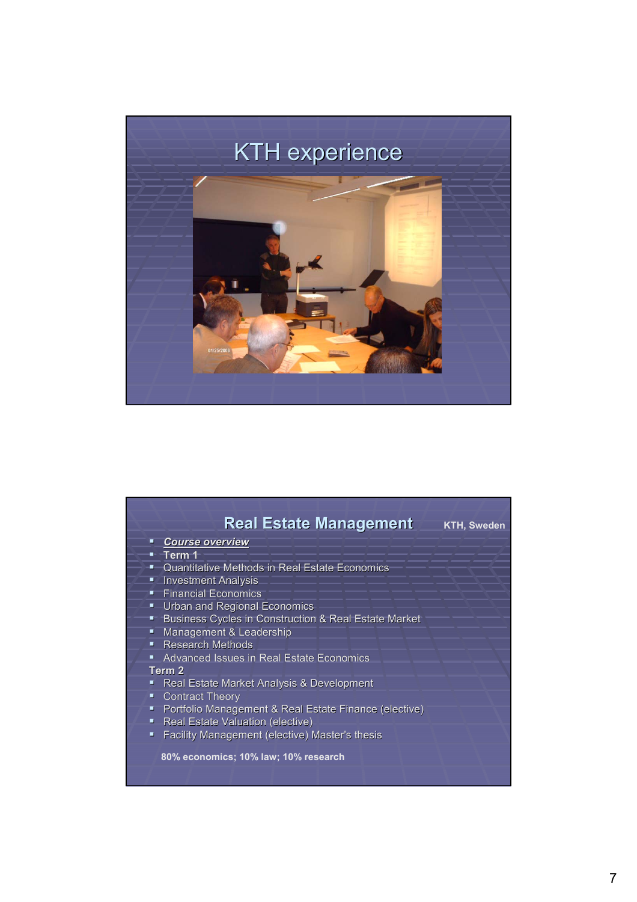# KTH experience

# Real Estate Management

KTH, Sweden

- ***Course overview***
- **Term 1**
- Quantitative Methods in Real Estate Economics
- Investment Analysis
- Financial Economics
- Urban and Regional Economics
- Business Cycles in Construction & Real Estate Market
- Management & Leadership
- Research Methods
- Advanced Issues in Real Estate Economics

**Term 2**

- Real Estate Market Analysis & Development
- Contract Theory
- Portfolio Management & Real Estate Finance (elective)
- Real Estate Valuation (elective)
- Facility Management (elective) Master's thesis

**80% economics; 10% law; 10% research**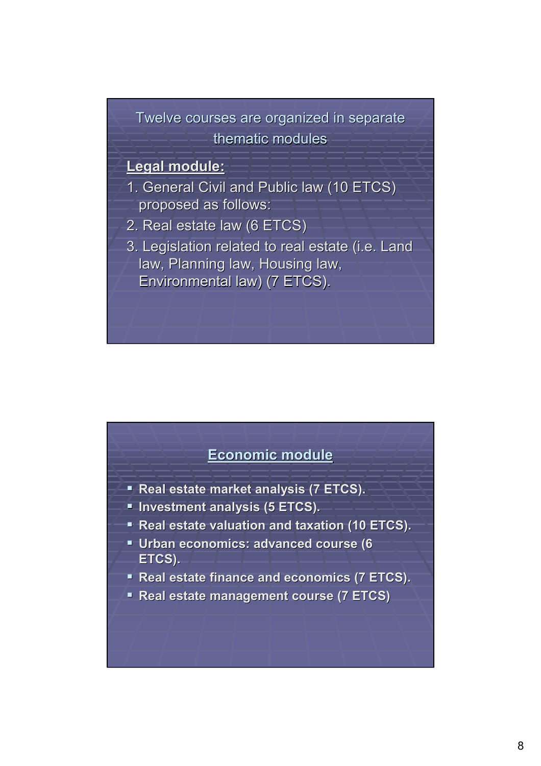Twelve courses are organized in separate thematic modules

**Legal module:**

1. General Civil and Public law (10 ETCS) proposed as follows:
2. Real estate law (6 ETCS)
3. Legislation related to real estate (i.e. Land law, Planning law, Housing law, Environmental law) (7 ETCS).

## Economic module

- **Real estate market analysis (7 ETCS).**
- **Investment analysis (5 ETCS).**
- **Real estate valuation and taxation (10 ETCS).**
- **Urban economics: advanced course (6 ETCS).**
- **Real estate finance and economics (7 ETCS).**
- **Real estate management course (7 ETCS)**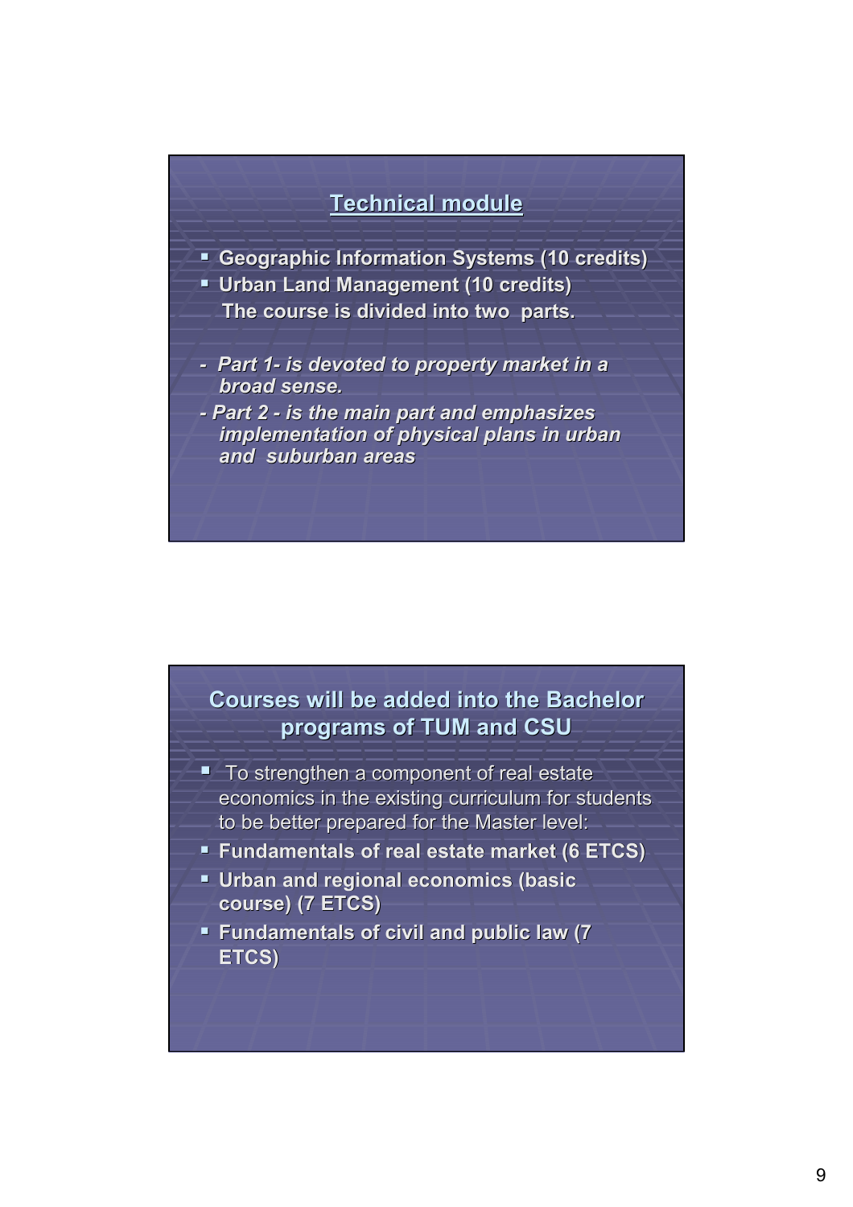## Technical module

- **Geographic Information Systems (10 credits)**
- **Urban Land Management (10 credits)**

  **The course is divided into two parts.**

- ***Part 1- is devoted to property market in a broad sense.***
- ***Part 2 - is the main part and emphasizes implementation of physical plans in urban and suburban areas***

## Courses will be added into the Bachelor programs of TUM and CSU

- To strengthen a component of real estate economics in the existing curriculum for students to be better prepared for the Master level:
- **Fundamentals of real estate market (6 ETCS)**
- **Urban and regional economics (basic course) (7 ETCS)**
- **Fundamentals of civil and public law (7 ETCS)**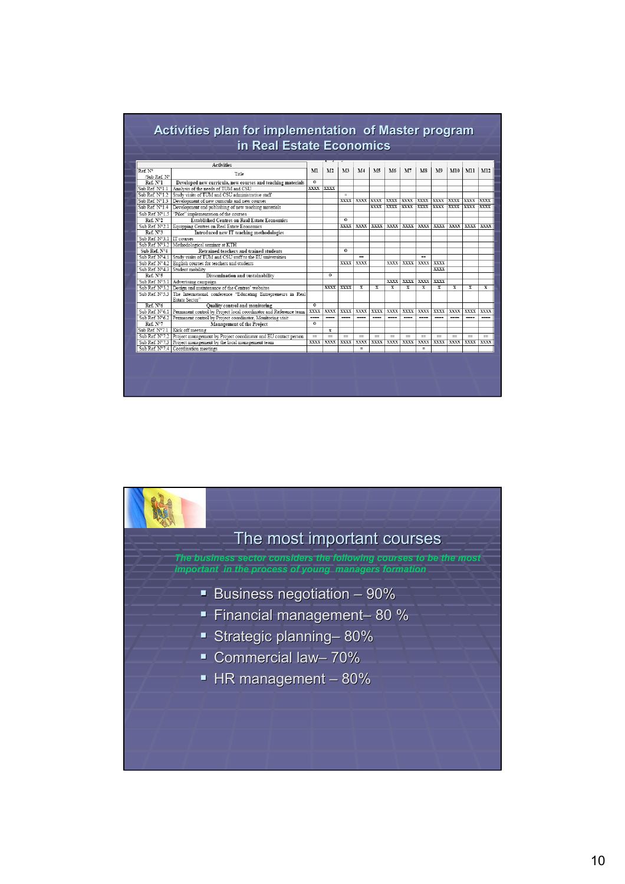# Activities plan for implementation of Master program in Real Estate Economics

| Ref. N° / Sub Ref. N° | Activities / Title | M1 | M2 | M3 | M4 | M5 | M6 | M7 | M8 | M9 | M10 | M11 | M12 |
|---|---|---|---|---|---|---|---|---|---|---|---|---|---|
| Ref. N°1 | **Developed new curricula, new courses and teaching materials** | o | | | | | | | | | | | |
| Sub Ref. N°1.1 | Analysis of the needs of TUM and CSU | xxxx | xxxx | | | | | | | | | | |
| Sub Ref. N°1.2 | Study visits of TUM and CSU administrative staff | | | = | | | | | | | | | |
| Sub Ref. N°1.3 | Development of new curricula and new courses | | | xxxx | xxxx | xxxx | xxxx | xxxx | xxxx | xxxx | xxxx | xxxx | xxxx |
| Sub Ref. N°1.4 | Development and publishing of new teaching materials | | | | | xxxx | xxxx | xxxx | xxxx | xxxx | xxxx | xxxx | xxxx |
| Sub Ref. N°1.5 | "Pilot" implementation of the courses | | | | | | | | | | | | |
| Ref. N°2 | **Established Centres on Real Estate Economics** | | | o | | | | | | | | | |
| Sub Ref. N°2.1 | Equipping Centres on Real Estate Economics | | | xxxx | xxxx | xxxx | xxxx | xxxx | xxxx | xxxx | xxxx | xxxx | xxxx |
| Ref. N°3 | **Introduced new IT teaching methodologies** | | | | | | | | | | | | |
| Sub Ref. N°3.1 | IT courses | | | | | | | | | | | | |
| Sub Ref. N°3.2 | Methodological seminar at KTH | | | | | | | | | | | | |
| Sub Ref. N°4 | **Retrained teachers and trained students** | | | o | | | | | | | | | |
| Sub Ref. N°4.1 | Study visits of TUM and CSU staff to the EU universities | | | | == | | | | -- | | | | |
| Sub Ref. N°4.2 | English courses for teachers and students | | | xxxx | xxxx | | xxxx | xxxx | xxxx | xxxx | | | |
| Sub Ref. N°4.3 | Student mobility | | | | | | | | | xxxx | | | |
| Ref. N°5 | **Dissemination and sustainability** | | o | | | | | | | | | | |
| Sub Ref. N°5.1 | Advertising campaign | | | | | | xxxx | xxxx | xxxx | xxxx | | | |
| Sub Ref. N°5.2 | Design and maintenance of the Centres' websites | | xxxx | xxxx | x | x | x | x | x | x | x | x | x |
| Sub Ref. N°5.3 | The International conference "Educating Entrepreneurs in Real Estate Sector" | | | | | | | | | | | | |
| Ref. N°6 | **Quality control and monitoring** | o | | | | | | | | | | | |
| Sub Ref. N°6.1 | Permanent control by Project local coordinator and Reference team | xxxx | xxxx | xxxx | xxxx | xxxx | xxxx | xxxx | xxxx | xxxx | xxxx | xxxx | xxxx |
| Sub Ref. N°6.2 | Permanent control by Project coordinator, Monitoring visit | ---- | ---- | ---- | ---- | ---- | ---- | ---- | ---- | ---- | ---- | ---- | ---- |
| Ref. N°7 | **Management of the Project** | o | | | | | | | | | | | |
| Sub Ref. N°7.1 | Kick off meeting | | x | | | | | | | | | | |
| Sub Ref. N°7.2 | Project management by Project coordinator and EU contact person | == | == | == | == | == | == | == | == | == | == | == | == |
| Sub Ref. N°7.3 | Project management by the local management team | xxxx | xxxx | xxxx | xxxx | xxxx | xxxx | xxxx | xxxx | xxxx | xxxx | xxxx | xxxx |
| Sub Ref. N°7.4 | Coordination meetings | | | | = | | | | = | | | | |

# The most important courses

*The business sector considers the following courses to be the most important in the process of young managers formation*

- Business negotiation – 90%
- Financial management– 80 %
- Strategic planning– 80%
- Commercial law– 70%
- HR management – 80%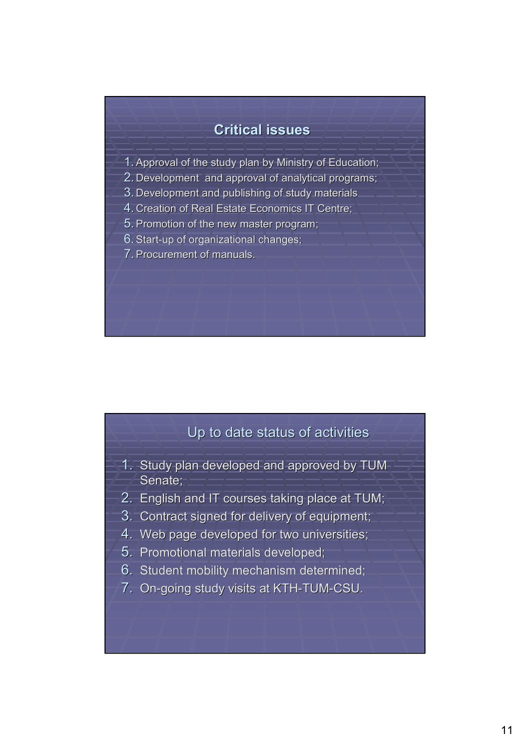## Critical issues

1. Approval of the study plan by Ministry of Education;
2. Development and approval of analytical programs;
3. Development and publishing of study materials
4. Creation of Real Estate Economics IT Centre;
5. Promotion of the new master program;
6. Start-up of organizational changes;
7. Procurement of manuals.

## Up to date status of activities

1. Study plan developed and approved by TUM Senate;
2. English and IT courses taking place at TUM;
3. Contract signed for delivery of equipment;
4. Web page developed for two universities;
5. Promotional materials developed;
6. Student mobility mechanism determined;
7. On-going study visits at KTH-TUM-CSU.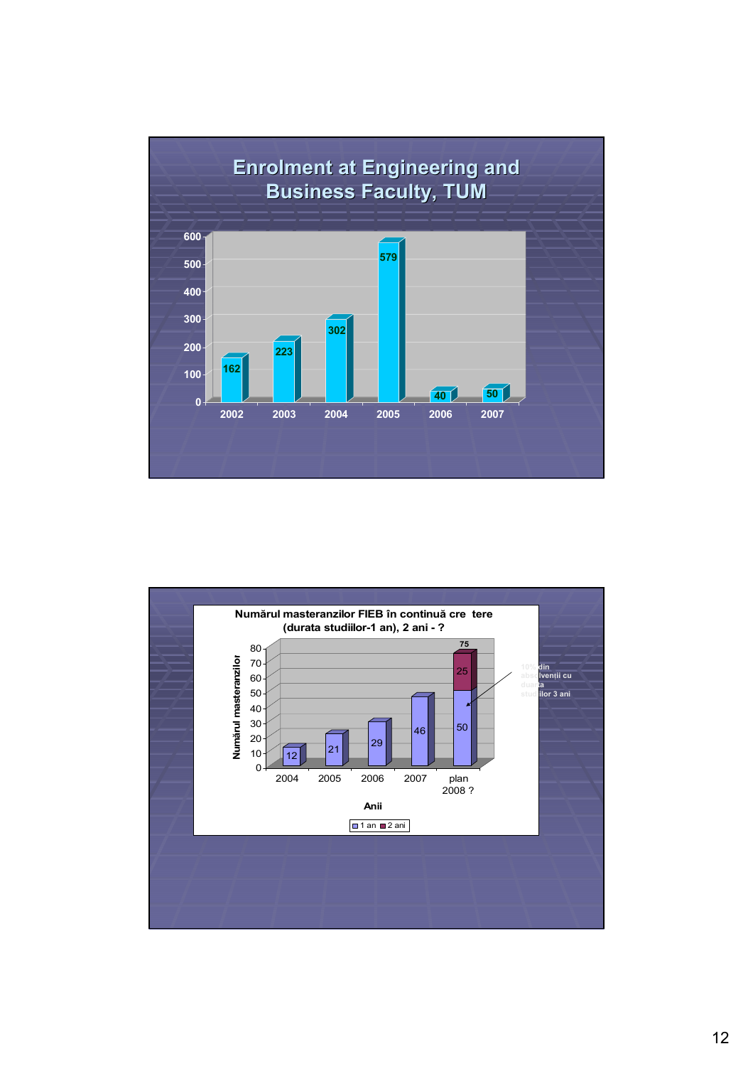# Enrolment at Engineering and Business Faculty, TUM

| Year | Enrolment |
|---|---|
| 2002 | 162 |
| 2003 | 223 |
| 2004 | 302 |
| 2005 | 579 |
| 2006 | 40 |
| 2007 | 50 |

## Numărul masteranzilor FIEB în continuă cre tere (durata studiilor-1 an), 2 ani - ?

| Anii | 1 an | 2 ani | Total |
|---|---|---|---|
| 2004 | 12 | | |
| 2005 | 21 | | |
| 2006 | 29 | | |
| 2007 | 46 | | |
| plan 2008 ? | 50 | 25 | 75 |

Numărul masteranzilor

10% din absolvenții cu durata studiilor 3 ani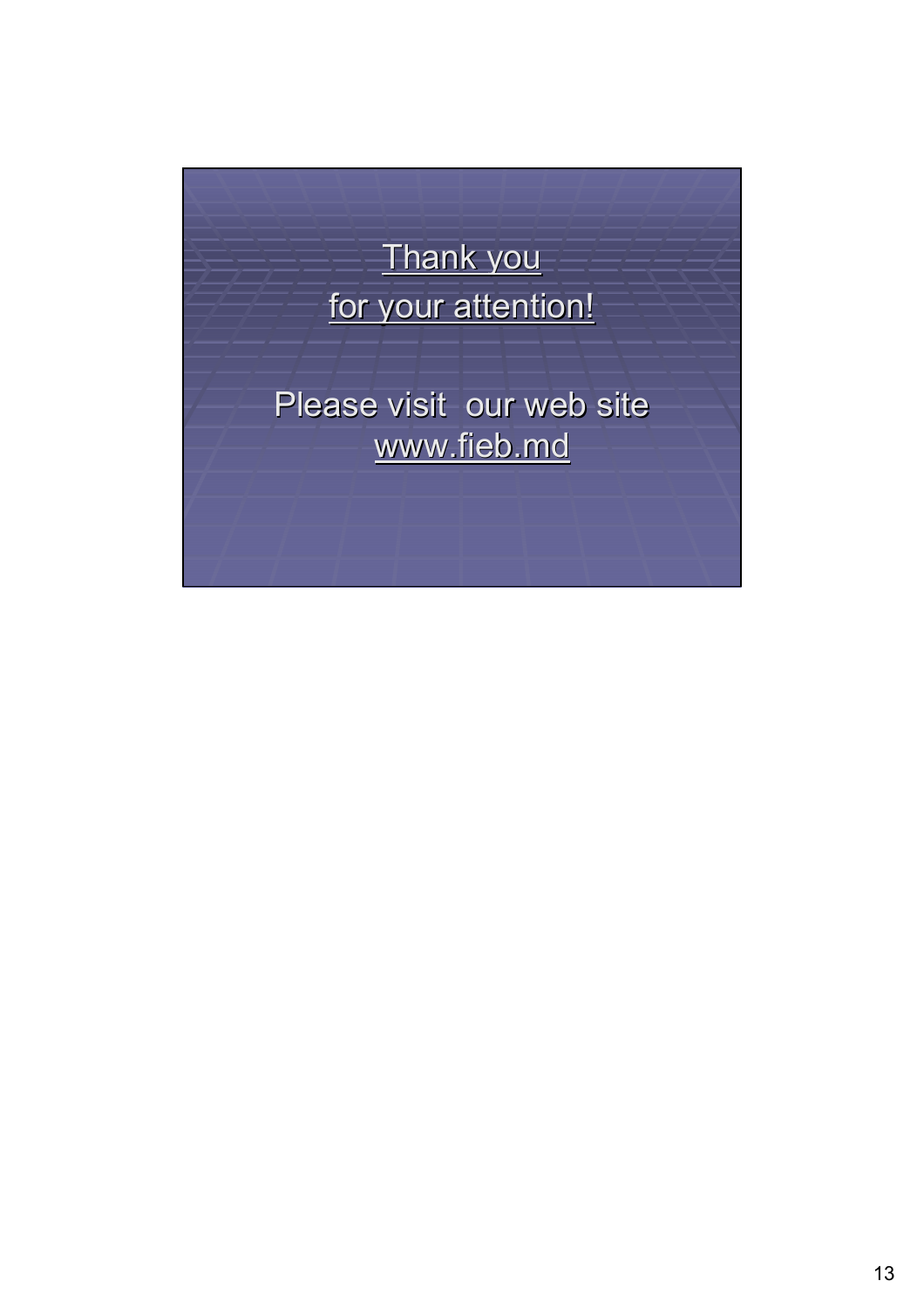Thank you

for your attention!

Please visit our web site
www.fieb.md